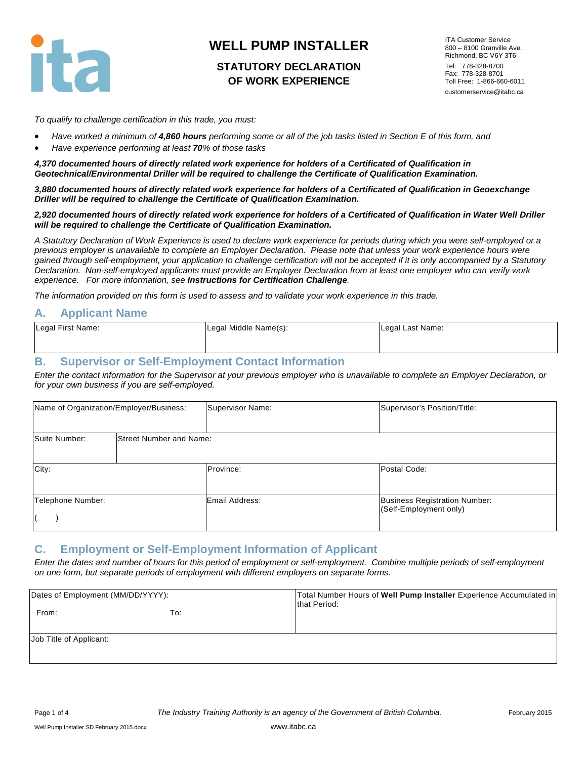# WELL PUMP INSTALLER

## STATUTORY DECLARATION OF WORK EXPERIENCE

ITA Customer Service
800 – 8100 Granville Ave.
Richmond, BC V6Y 3T6
Tel: 778-328-8700
Fax: 778-328-8701
Toll Free: 1-866-660-6011
customerservice@itabc.ca

*To qualify to challenge certification in this trade, you must:*

- *Have worked a minimum of **4,860 hours** performing some or all of the job tasks listed in Section E of this form, and*
- *Have experience performing at least **70**% of those tasks*

***4,370 documented hours of directly related work experience for holders of a Certificated of Qualification in Geotechnical/Environmental Driller will be required to challenge the Certificate of Qualification Examination.***

***3,880 documented hours of directly related work experience for holders of a Certificated of Qualification in Geoexchange Driller will be required to challenge the Certificate of Qualification Examination.***

***2,920 documented hours of directly related work experience for holders of a Certificated of Qualification in Water Well Driller will be required to challenge the Certificate of Qualification Examination.***

*A Statutory Declaration of Work Experience is used to declare work experience for periods during which you were self-employed or a previous employer is unavailable to complete an Employer Declaration. Please note that unless your work experience hours were gained through self-employment, your application to challenge certification will not be accepted if it is only accompanied by a Statutory Declaration. Non-self-employed applicants must provide an Employer Declaration from at least one employer who can verify work experience. For more information, see **Instructions for Certification Challenge**.*

*The information provided on this form is used to assess and to validate your work experience in this trade.*

## A. Applicant Name

| Legal First Name: | Legal Middle Name(s): | Legal Last Name: |
|---|---|---|
| | | |

## B. Supervisor or Self-Employment Contact Information

*Enter the contact information for the Supervisor at your previous employer who is unavailable to complete an Employer Declaration, or for your own business if you are self-employed.*

| Name of Organization/Employer/Business: | | Supervisor Name: | Supervisor's Position/Title: |
|---|---|---|---|
| Suite Number: | Street Number and Name: | | |
| City: | | Province: | Postal Code: |
| Telephone Number: ( ) | | Email Address: | Business Registration Number: (Self-Employment only) |

## C. Employment or Self-Employment Information of Applicant

*Enter the dates and number of hours for this period of employment or self-employment. Combine multiple periods of self-employment on one form, but separate periods of employment with different employers on separate forms.*

| Dates of Employment (MM/DD/YYYY): From: To: | Total Number Hours of **Well Pump Installer** Experience Accumulated in that Period: |
|---|---|
| Job Title of Applicant: | |

*The Industry Training Authority is an agency of the Government of British Columbia.*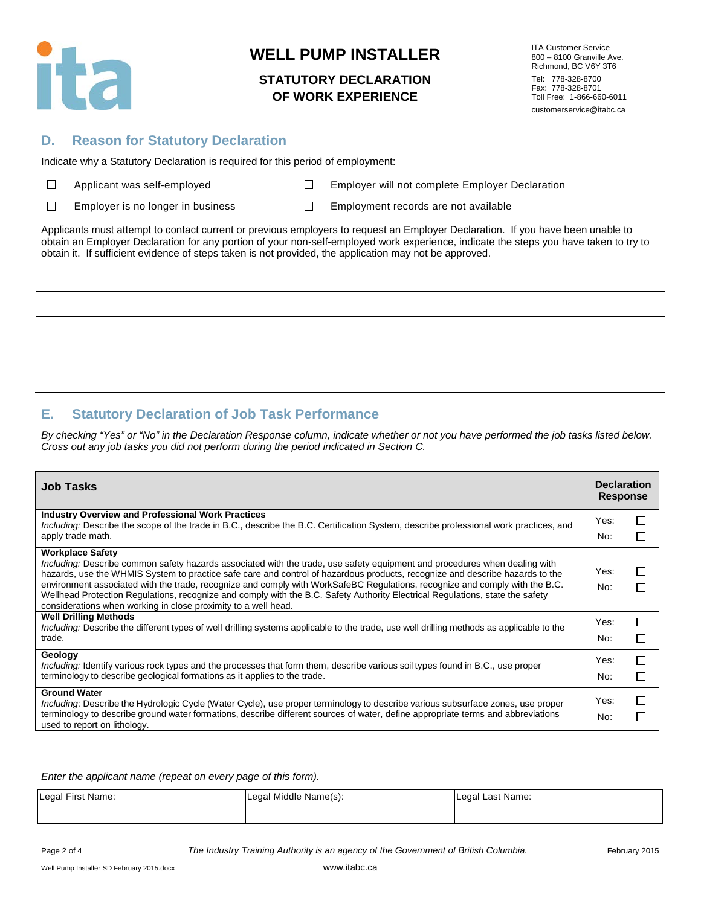# WELL PUMP INSTALLER

## STATUTORY DECLARATION OF WORK EXPERIENCE

ITA Customer Service
800 – 8100 Granville Ave.
Richmond, BC V6Y 3T6
Tel: 778-328-8700
Fax: 778-328-8701
Toll Free: 1-866-660-6011
customerservice@itabc.ca

## D. Reason for Statutory Declaration

Indicate why a Statutory Declaration is required for this period of employment:

- ☐ Applicant was self-employed
- ☐ Employer will not complete Employer Declaration
- ☐ Employer is no longer in business
- ☐ Employment records are not available

Applicants must attempt to contact current or previous employers to request an Employer Declaration. If you have been unable to obtain an Employer Declaration for any portion of your non-self-employed work experience, indicate the steps you have taken to try to obtain it. If sufficient evidence of steps taken is not provided, the application may not be approved.

______________________________________________________________________

______________________________________________________________________

______________________________________________________________________

______________________________________________________________________

## E. Statutory Declaration of Job Task Performance

*By checking "Yes" or "No" in the Declaration Response column, indicate whether or not you have performed the job tasks listed below. Cross out any job tasks you did not perform during the period indicated in Section C.*

| Job Tasks | Declaration Response |
|---|---|
| **Industry Overview and Professional Work Practices**<br>*Including:* Describe the scope of the trade in B.C., describe the B.C. Certification System, describe professional work practices, and apply trade math. | Yes: ☐<br>No: ☐ |
| **Workplace Safety**<br>*Including:* Describe common safety hazards associated with the trade, use safety equipment and procedures when dealing with hazards, use the WHMIS System to practice safe care and control of hazardous products, recognize and describe hazards to the environment associated with the trade, recognize and comply with WorkSafeBC Regulations, recognize and comply with the B.C. Wellhead Protection Regulations, recognize and comply with the B.C. Safety Authority Electrical Regulations, state the safety considerations when working in close proximity to a well head. | Yes: ☐<br>No: ☐ |
| **Well Drilling Methods**<br>*Including:* Describe the different types of well drilling systems applicable to the trade, use well drilling methods as applicable to the trade. | Yes: ☐<br>No: ☐ |
| **Geology**<br>*Including:* Identify various rock types and the processes that form them, describe various soil types found in B.C., use proper terminology to describe geological formations as it applies to the trade. | Yes: ☐<br>No: ☐ |
| **Ground Water**<br>*Including*: Describe the Hydrologic Cycle (Water Cycle), use proper terminology to describe various subsurface zones, use proper terminology to describe ground water formations, describe different sources of water, define appropriate terms and abbreviations used to report on lithology. | Yes: ☐<br>No: ☐ |

*Enter the applicant name (repeat on every page of this form).*

| Legal First Name: | Legal Middle Name(s): | Legal Last Name: |
|---|---|---|
| | | |

*The Industry Training Authority is an agency of the Government of British Columbia.*

www.itabc.ca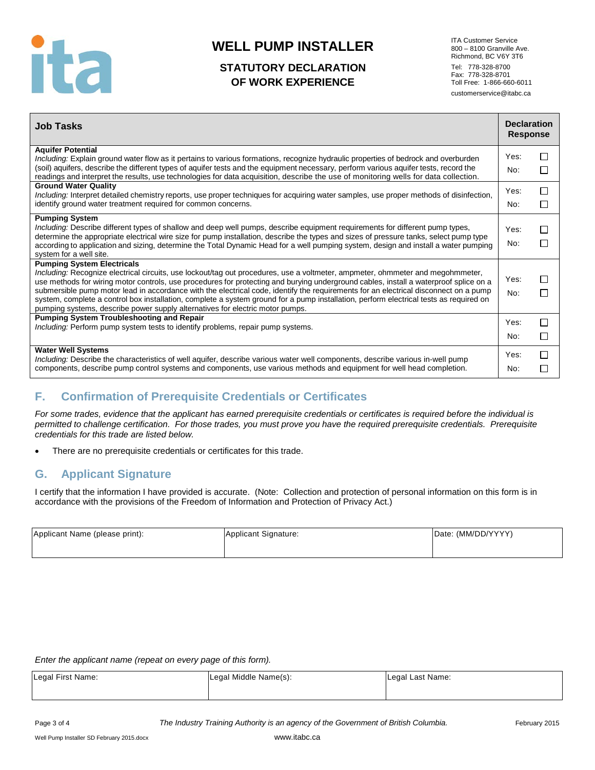# WELL PUMP INSTALLER

## STATUTORY DECLARATION OF WORK EXPERIENCE

ITA Customer Service
800 – 8100 Granville Ave.
Richmond, BC V6Y 3T6
Tel: 778-328-8700
Fax: 778-328-8701
Toll Free: 1-866-660-6011
customerservice@itabc.ca

| Job Tasks | Declaration Response |
|---|---|
| **Aquifer Potential**<br>*Including:* Explain ground water flow as it pertains to various formations, recognize hydraulic properties of bedrock and overburden (soil) aquifers, describe the different types of aquifer tests and the equipment necessary, perform various aquifer tests, record the readings and interpret the results, use technologies for data acquisition, describe the use of monitoring wells for data collection. | Yes: ☐<br>No: ☐ |
| **Ground Water Quality**<br>*Including:* Interpret detailed chemistry reports, use proper techniques for acquiring water samples, use proper methods of disinfection, identify ground water treatment required for common concerns. | Yes: ☐<br>No: ☐ |
| **Pumping System**<br>*Including:* Describe different types of shallow and deep well pumps, describe equipment requirements for different pump types, determine the appropriate electrical wire size for pump installation, describe the types and sizes of pressure tanks, select pump type according to application and sizing, determine the Total Dynamic Head for a well pumping system, design and install a water pumping system for a well site. | Yes: ☐<br>No: ☐ |
| **Pumping System Electricals**<br>*Including:* Recognize electrical circuits, use lockout/tag out procedures, use a voltmeter, ampmeter, ohmmeter and megohmmeter, use methods for wiring motor controls, use procedures for protecting and burying underground cables, install a waterproof splice on a submersible pump motor lead in accordance with the electrical code, identify the requirements for an electrical disconnect on a pump system, complete a control box installation, complete a system ground for a pump installation, perform electrical tests as required on pumping systems, describe power supply alternatives for electric motor pumps. | Yes: ☐<br>No: ☐ |
| **Pumping System Troubleshooting and Repair**<br>*Including:* Perform pump system tests to identify problems, repair pump systems. | Yes: ☐<br>No: ☐ |
| **Water Well Systems**<br>*Including:* Describe the characteristics of well aquifer, describe various water well components, describe various in-well pump components, describe pump control systems and components, use various methods and equipment for well head completion. | Yes: ☐<br>No: ☐ |

## F. Confirmation of Prerequisite Credentials or Certificates

*For some trades, evidence that the applicant has earned prerequisite credentials or certificates is required before the individual is permitted to challenge certification. For those trades, you must prove you have the required prerequisite credentials. Prerequisite credentials for this trade are listed below.*

- There are no prerequisite credentials or certificates for this trade.

## G. Applicant Signature

I certify that the information I have provided is accurate. (Note: Collection and protection of personal information on this form is in accordance with the provisions of the Freedom of Information and Protection of Privacy Act.)

| Applicant Name (please print): | Applicant Signature: | Date: (MM/DD/YYYY) |
|---|---|---|
| | | |

*Enter the applicant name (repeat on every page of this form).*

| Legal First Name: | Legal Middle Name(s): | Legal Last Name: |
|---|---|---|
| | | |

*The Industry Training Authority is an agency of the Government of British Columbia.*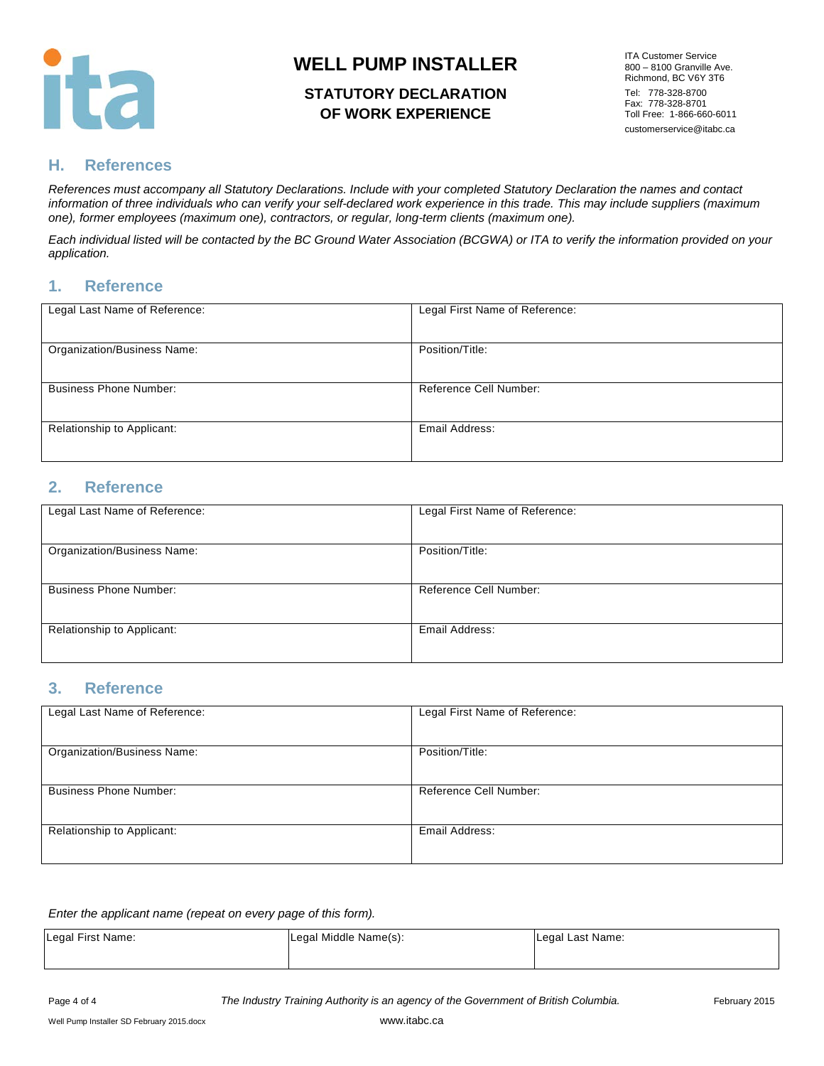# WELL PUMP INSTALLER

## STATUTORY DECLARATION OF WORK EXPERIENCE

ITA Customer Service
800 – 8100 Granville Ave.
Richmond, BC V6Y 3T6
Tel: 778-328-8700
Fax: 778-328-8701
Toll Free: 1-866-660-6011
customerservice@itabc.ca

## H. References

*References must accompany all Statutory Declarations. Include with your completed Statutory Declaration the names and contact information of three individuals who can verify your self-declared work experience in this trade. This may include suppliers (maximum one), former employees (maximum one), contractors, or regular, long-term clients (maximum one).*

*Each individual listed will be contacted by the BC Ground Water Association (BCGWA) or ITA to verify the information provided on your application.*

### 1. Reference

| | |
|---|---|
| Legal Last Name of Reference: | Legal First Name of Reference: |
| Organization/Business Name: | Position/Title: |
| Business Phone Number: | Reference Cell Number: |
| Relationship to Applicant: | Email Address: |

### 2. Reference

| | |
|---|---|
| Legal Last Name of Reference: | Legal First Name of Reference: |
| Organization/Business Name: | Position/Title: |
| Business Phone Number: | Reference Cell Number: |
| Relationship to Applicant: | Email Address: |

### 3. Reference

| | |
|---|---|
| Legal Last Name of Reference: | Legal First Name of Reference: |
| Organization/Business Name: | Position/Title: |
| Business Phone Number: | Reference Cell Number: |
| Relationship to Applicant: | Email Address: |

*Enter the applicant name (repeat on every page of this form).*

| | | |
|---|---|---|
| Legal First Name: | Legal Middle Name(s): | Legal Last Name: |

*The Industry Training Authority is an agency of the Government of British Columbia.*

February 2015

Well Pump Installer SD February 2015.docx

www.itabc.ca